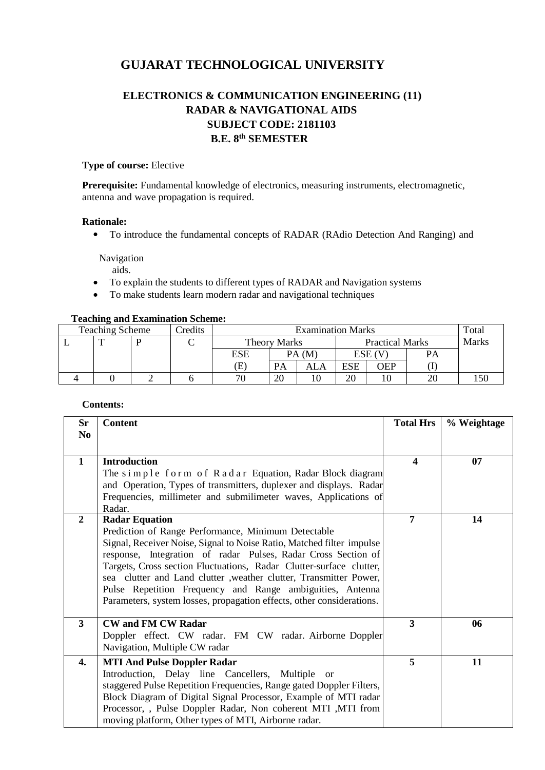# GUJARAT TECHNOLOGICAL UNIVERSITY

## ELECTRONICS & COMMUNICATION ENGINEERING (11)
## RADAR & NAVIGATIONAL AIDS
## SUBJECT CODE: 2181103
## B.E. 8th SEMESTER

**Type of course:** Elective

**Prerequisite:** Fundamental knowledge of electronics, measuring instruments, electromagnetic, antenna and wave propagation is required.

**Rationale:**

- To introduce the fundamental concepts of RADAR (RAdio Detection And Ranging) and Navigation aids.
- To explain the students to different types of RADAR and Navigation systems
- To make students learn modern radar and navigational techniques

**Teaching and Examination Scheme:**

| Teaching Scheme | | | Credits | Examination Marks | | | | | | Total Marks |
|---|---|---|---|---|---|---|---|---|---|---|
| | | | | Theory Marks | | | Practical Marks | | | |
| L | T | P | C | ESE (E) | PA (M) | | ESE (V) | | PA (I) | |
| | | | | | PA | ALA | ESE | OEP | | |
| 4 | 0 | 2 | 6 | 70 | 20 | 10 | 20 | 10 | 20 | 150 |

**Contents:**

| Sr No | Content | Total Hrs | % Weightage |
|---|---|---|---|
| 1 | **Introduction**<br>The simple form of Radar Equation, Radar Block diagram and Operation, Types of transmitters, duplexer and displays. Radar Frequencies, millimeter and submilimeter waves, Applications of Radar. | 4 | 07 |
| 2 | **Radar Equation**<br>Prediction of Range Performance, Minimum Detectable Signal, Receiver Noise, Signal to Noise Ratio, Matched filter impulse response, Integration of radar Pulses, Radar Cross Section of Targets, Cross section Fluctuations, Radar Clutter-surface clutter, sea clutter and Land clutter ,weather clutter, Transmitter Power, Pulse Repetition Frequency and Range ambiguities, Antenna Parameters, system losses, propagation effects, other considerations. | 7 | 14 |
| 3 | **CW and FM CW Radar**<br>Doppler effect. CW radar. FM CW radar. Airborne Doppler Navigation, Multiple CW radar | 3 | 06 |
| 4. | **MTI And Pulse Doppler Radar**<br>Introduction, Delay line Cancellers, Multiple or staggered Pulse Repetition Frequencies, Range gated Doppler Filters, Block Diagram of Digital Signal Processor, Example of MTI radar Processor, , Pulse Doppler Radar, Non coherent MTI ,MTI from moving platform, Other types of MTI, Airborne radar. | 5 | 11 |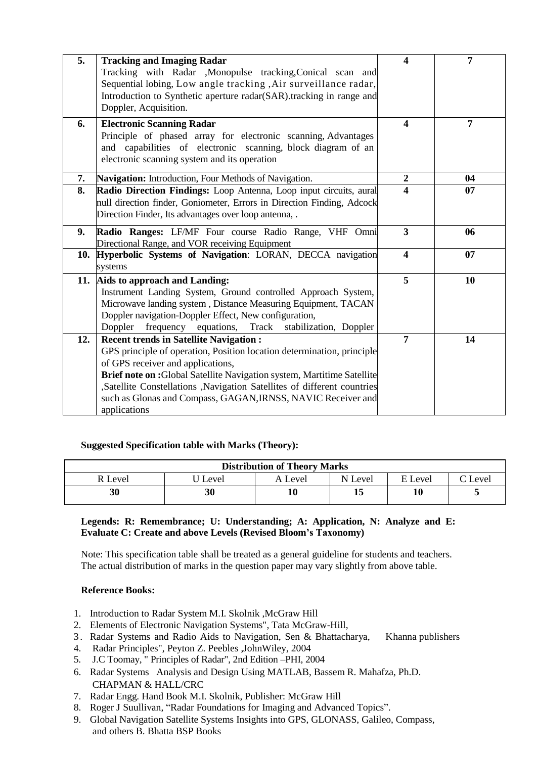| 5. | **Tracking and Imaging Radar**<br>Tracking with Radar ,Monopulse tracking,Conical scan and Sequential lobing, Low angle tracking ,Air surveillance radar, Introduction to Synthetic aperture radar(SAR).tracking in range and Doppler, Acquisition. | **4** | **7** |
|---|---|---|---|
| **6.** | **Electronic Scanning Radar**<br>Principle of phased array for electronic scanning, Advantages and capabilities of electronic scanning, block diagram of an electronic scanning system and its operation | **4** | **7** |
| **7.** | **Navigation:** Introduction, Four Methods of Navigation. | **2** | **04** |
| **8.** | **Radio Direction Findings:** Loop Antenna, Loop input circuits, aural null direction finder, Goniometer, Errors in Direction Finding, Adcock Direction Finder, Its advantages over loop antenna, . | **4** | **07** |
| **9.** | **Radio Ranges:** LF/MF Four course Radio Range, VHF Omni Directional Range, and VOR receiving Equipment | **3** | **06** |
| **10.** | **Hyperbolic Systems of Navigation**: LORAN, DECCA navigation systems | **4** | **07** |
| **11.** | **Aids to approach and Landing:**<br>Instrument Landing System, Ground controlled Approach System, Microwave landing system , Distance Measuring Equipment, TACAN Doppler navigation-Doppler Effect, New configuration, Doppler frequency equations, Track stabilization, Doppler | **5** | **10** |
| **12.** | **Recent trends in Satellite Navigation :**<br>GPS principle of operation, Position location determination, principle of GPS receiver and applications,<br>**Brief note on :**Global Satellite Navigation system, Martitime Satellite ,Satellite Constellations ,Navigation Satellites of different countries such as Glonas and Compass, GAGAN,IRNSS, NAVIC Receiver and applications | **7** | **14** |

**Suggested Specification table with Marks (Theory):**

| **Distribution of Theory Marks** | | | | | |
|---|---|---|---|---|---|
| R Level | U Level | A Level | N Level | E Level | C Level |
| **30** | **30** | **10** | **15** | **10** | **5** |

**Legends: R: Remembrance; U: Understanding; A: Application, N: Analyze and E: Evaluate C: Create and above Levels (Revised Bloom's Taxonomy)**

Note: This specification table shall be treated as a general guideline for students and teachers. The actual distribution of marks in the question paper may vary slightly from above table.

**Reference Books:**

1. Introduction to Radar System M.I. Skolnik ,McGraw Hill
2. Elements of Electronic Navigation Systems", Tata McGraw-Hill,
3. Radar Systems and Radio Aids to Navigation, Sen & Bhattacharya, Khanna publishers
4. Radar Principles", Peyton Z. Peebles ,JohnWiley, 2004
5. J.C Toomay, " Principles of Radar", 2nd Edition –PHI, 2004
6. Radar Systems Analysis and Design Using MATLAB, Bassem R. Mahafza, Ph.D. CHAPMAN & HALL/CRC
7. Radar Engg. Hand Book M.I. Skolnik, Publisher: McGraw Hill
8. Roger J Suullivan, "Radar Foundations for Imaging and Advanced Topics".
9. Global Navigation Satellite Systems Insights into GPS, GLONASS, Galileo, Compass, and others B. Bhatta BSP Books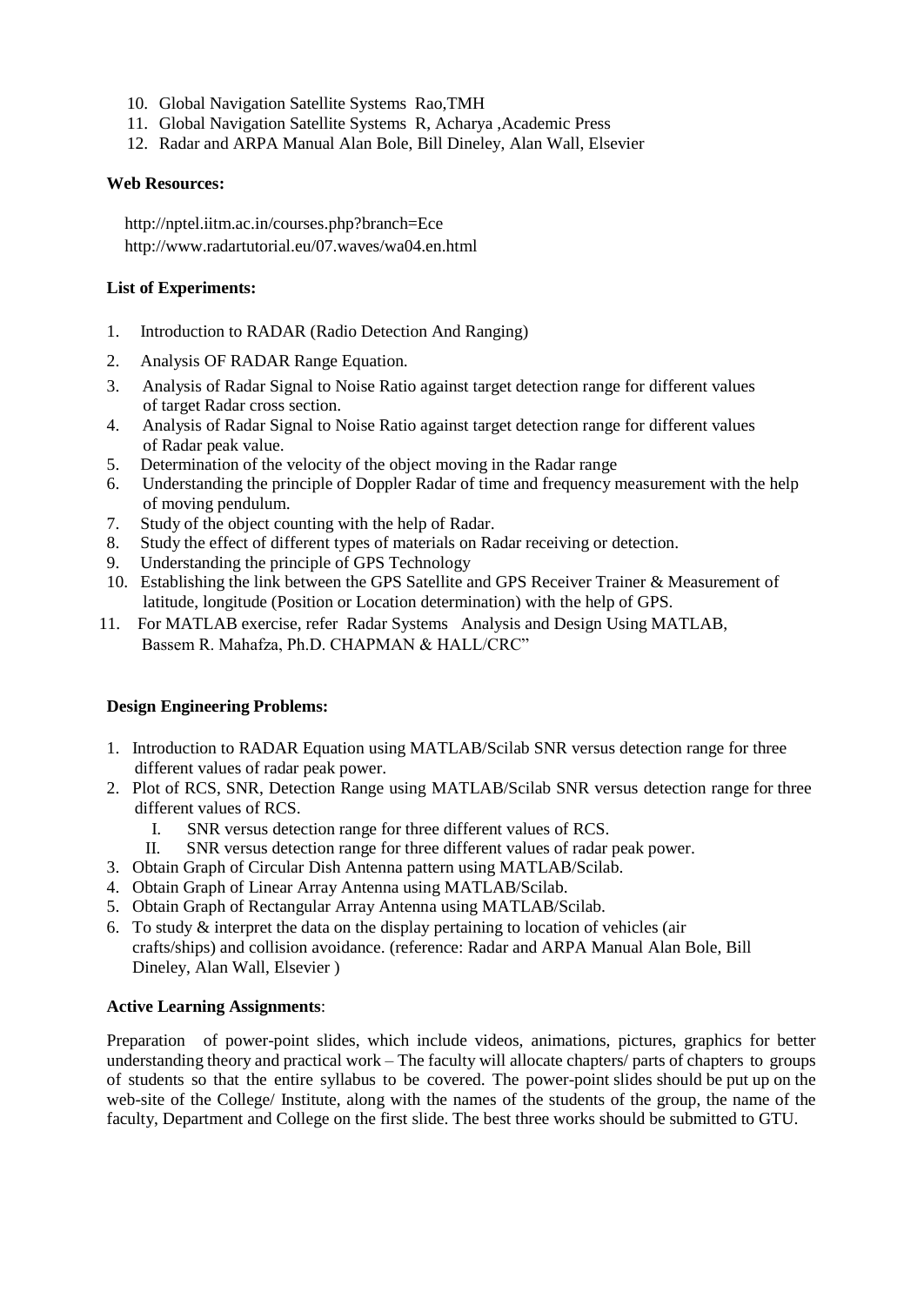10. Global Navigation Satellite Systems Rao,TMH
11. Global Navigation Satellite Systems R, Acharya ,Academic Press
12. Radar and ARPA Manual Alan Bole, Bill Dineley, Alan Wall, Elsevier

**Web Resources:**

http://nptel.iitm.ac.in/courses.php?branch=Ece
http://www.radartutorial.eu/07.waves/wa04.en.html

**List of Experiments:**

1. Introduction to RADAR (Radio Detection And Ranging)
2. Analysis OF RADAR Range Equation.
3. Analysis of Radar Signal to Noise Ratio against target detection range for different values of target Radar cross section.
4. Analysis of Radar Signal to Noise Ratio against target detection range for different values of Radar peak value.
5. Determination of the velocity of the object moving in the Radar range
6. Understanding the principle of Doppler Radar of time and frequency measurement with the help of moving pendulum.
7. Study of the object counting with the help of Radar.
8. Study the effect of different types of materials on Radar receiving or detection.
9. Understanding the principle of GPS Technology
10. Establishing the link between the GPS Satellite and GPS Receiver Trainer & Measurement of latitude, longitude (Position or Location determination) with the help of GPS.
11. For MATLAB exercise, refer Radar Systems Analysis and Design Using MATLAB, Bassem R. Mahafza, Ph.D. CHAPMAN & HALL/CRC"

**Design Engineering Problems:**

1. Introduction to RADAR Equation using MATLAB/Scilab SNR versus detection range for three different values of radar peak power.
2. Plot of RCS, SNR, Detection Range using MATLAB/Scilab SNR versus detection range for three different values of RCS.
   I. SNR versus detection range for three different values of RCS.
   II. SNR versus detection range for three different values of radar peak power.
3. Obtain Graph of Circular Dish Antenna pattern using MATLAB/Scilab.
4. Obtain Graph of Linear Array Antenna using MATLAB/Scilab.
5. Obtain Graph of Rectangular Array Antenna using MATLAB/Scilab.
6. To study & interpret the data on the display pertaining to location of vehicles (air crafts/ships) and collision avoidance. (reference: Radar and ARPA Manual Alan Bole, Bill Dineley, Alan Wall, Elsevier )

**Active Learning Assignments**:

Preparation of power-point slides, which include videos, animations, pictures, graphics for better understanding theory and practical work – The faculty will allocate chapters/ parts of chapters to groups of students so that the entire syllabus to be covered. The power-point slides should be put up on the web-site of the College/ Institute, along with the names of the students of the group, the name of the faculty, Department and College on the first slide. The best three works should be submitted to GTU.